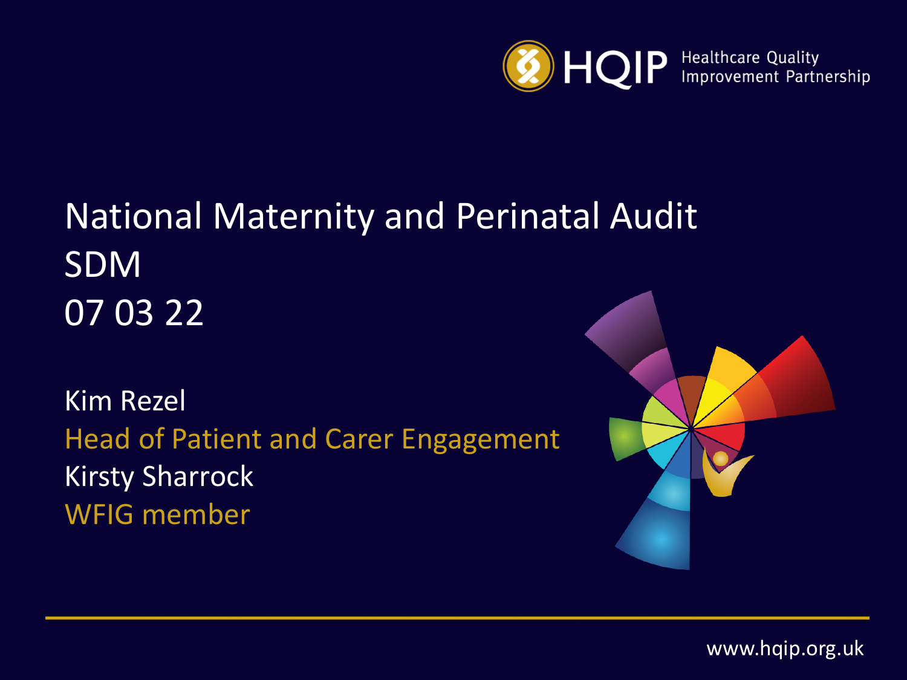HQIP Healthcare Quality Improvement Partnership

# National Maternity and Perinatal Audit
# SDM
# 07 03 22

Kim Rezel

Head of Patient and Carer Engagement

Kirsty Sharrock

WFIG member

www.hqip.org.uk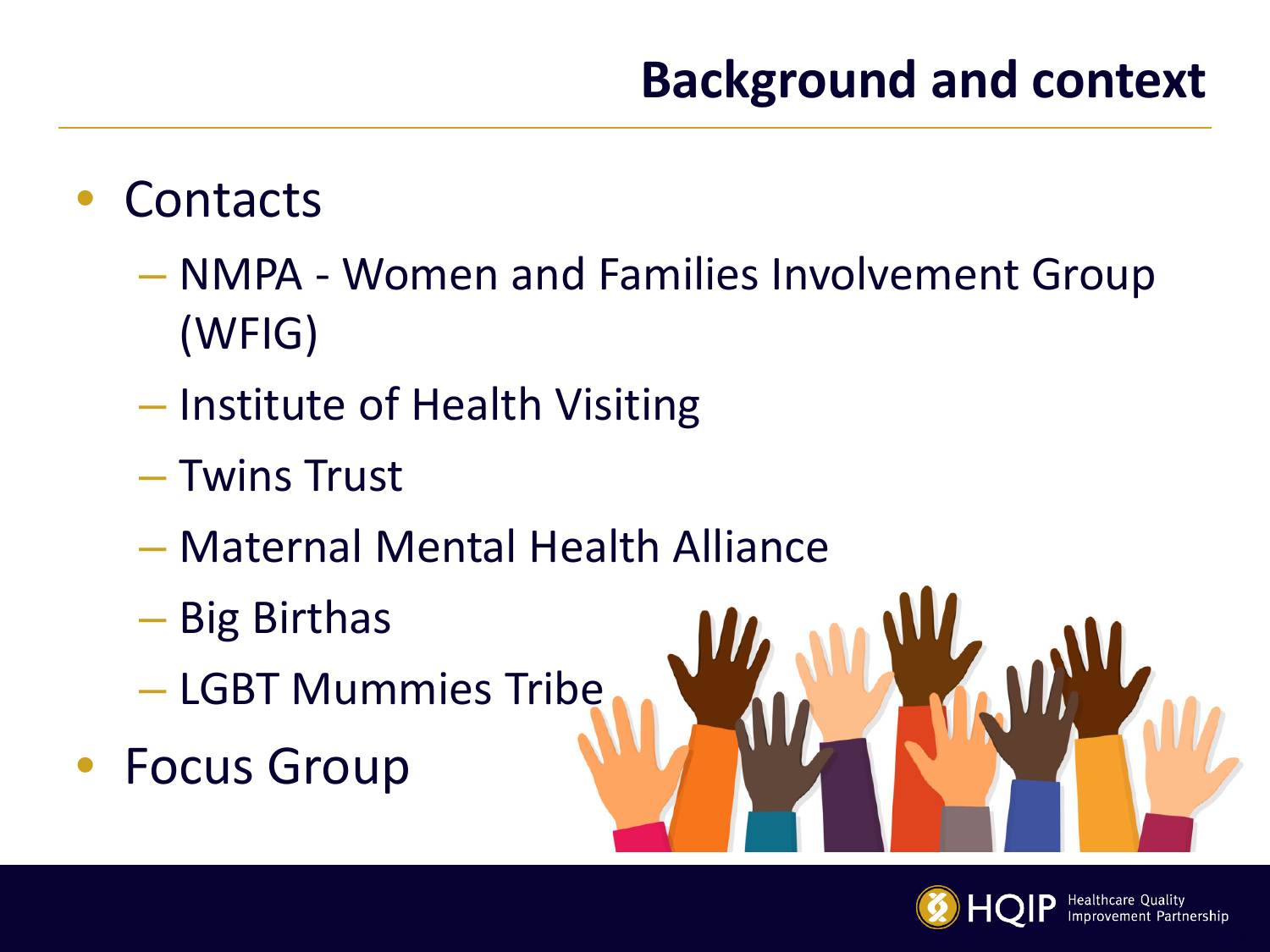# Background and context

- Contacts
  - NMPA - Women and Families Involvement Group (WFIG)
  - Institute of Health Visiting
  - Twins Trust
  - Maternal Mental Health Alliance
  - Big Birthas
  - LGBT Mummies Tribe
- Focus Group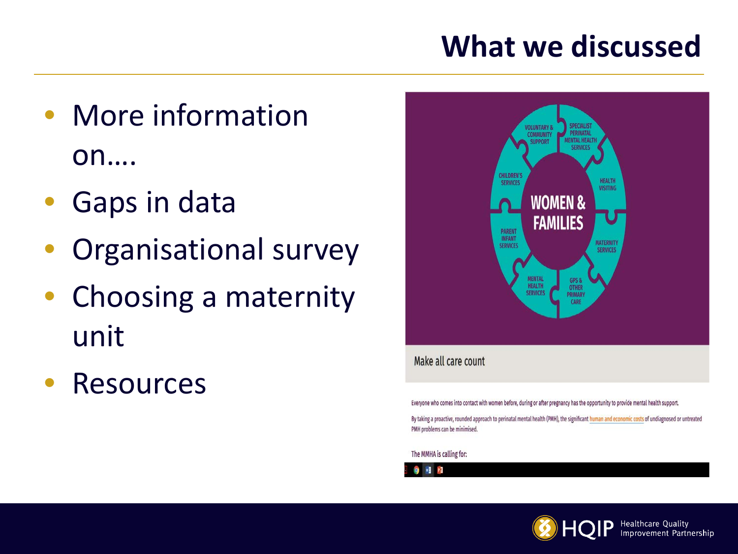# What we discussed

- More information on….
- Gaps in data
- Organisational survey
- Choosing a maternity unit
- Resources

VOLUNTARY & COMMUNITY SUPPORT
SPECIALIST PERINATAL MENTAL HEALTH SERVICES
CHILDREN'S SERVICES
HEALTH VISITING
WOMEN & FAMILIES
PARENT INFANT SERVICES
MATERNITY SERVICES
MENTAL HEALTH SERVICES
GPS & OTHER PRIMARY CARE

Make all care count

Everyone who comes into contact with women before, during or after pregnancy has the opportunity to provide mental health support.

By taking a proactive, rounded approach to perinatal mental health (PMH), the significant human and economic costs of undiagnosed or untreated PMH problems can be minimised.

The MMHA is calling for: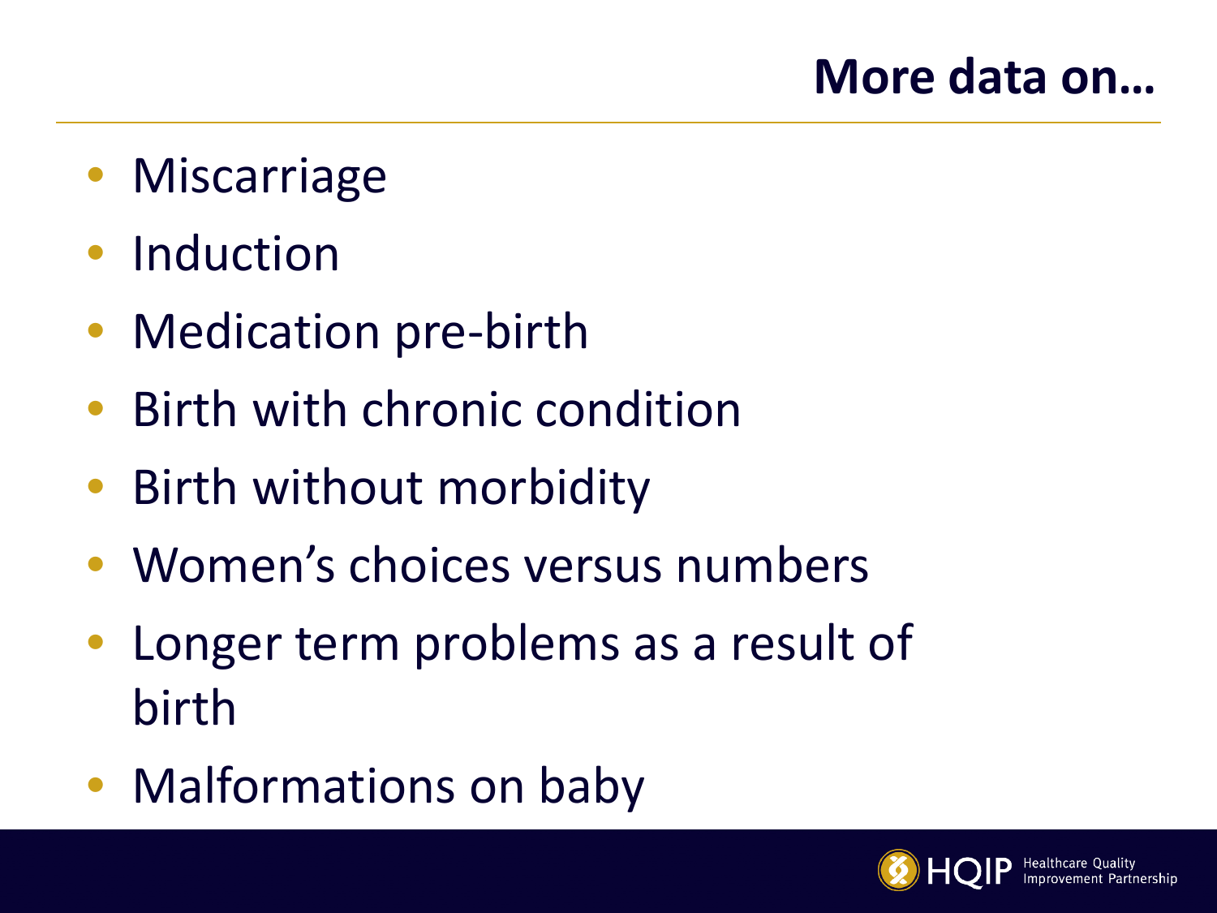# More data on…

- Miscarriage
- Induction
- Medication pre-birth
- Birth with chronic condition
- Birth without morbidity
- Women's choices versus numbers
- Longer term problems as a result of birth
- Malformations on baby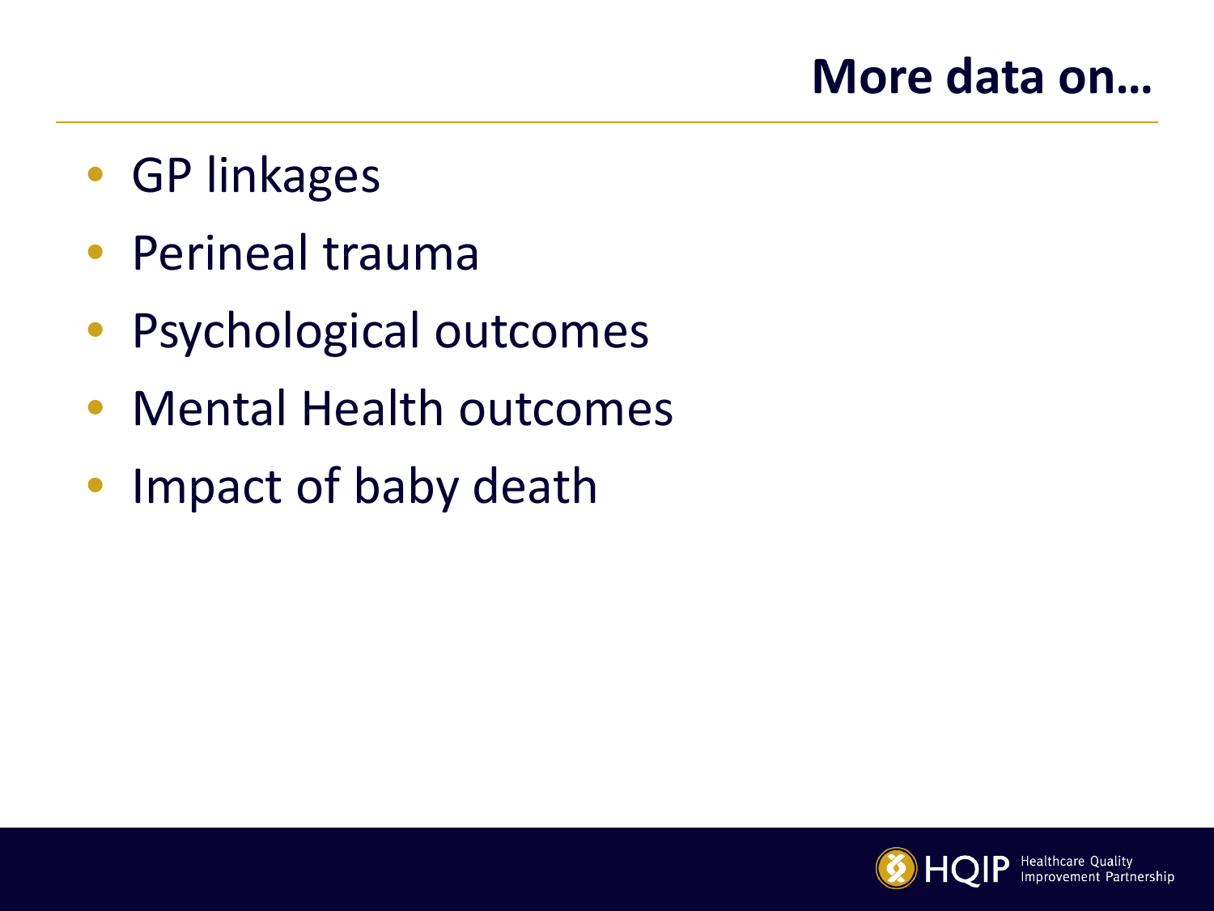# More data on…

- GP linkages
- Perineal trauma
- Psychological outcomes
- Mental Health outcomes
- Impact of baby death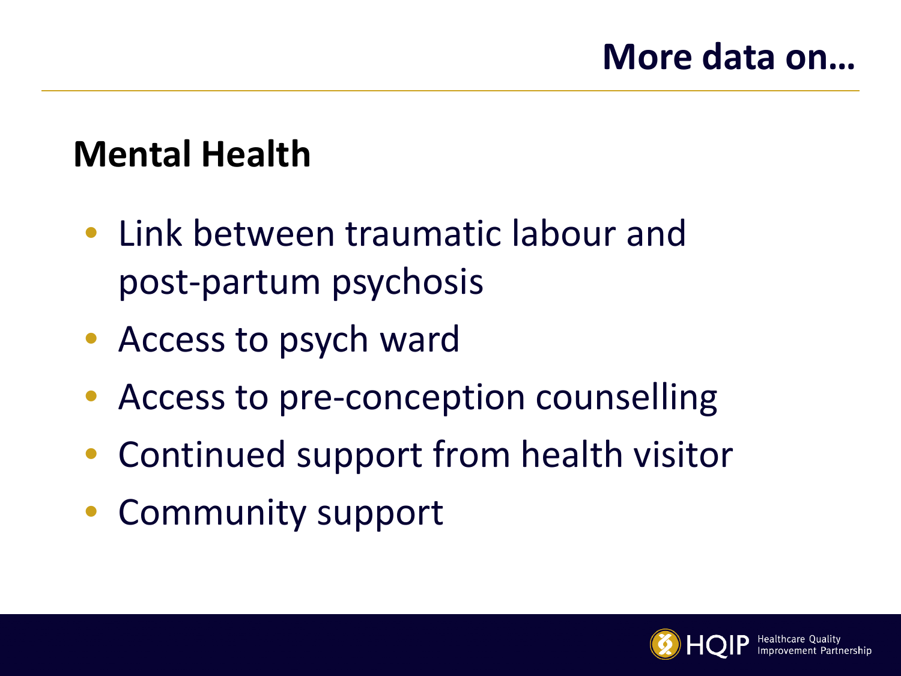# More data on…

## Mental Health

- Link between traumatic labour and post-partum psychosis
- Access to psych ward
- Access to pre-conception counselling
- Continued support from health visitor
- Community support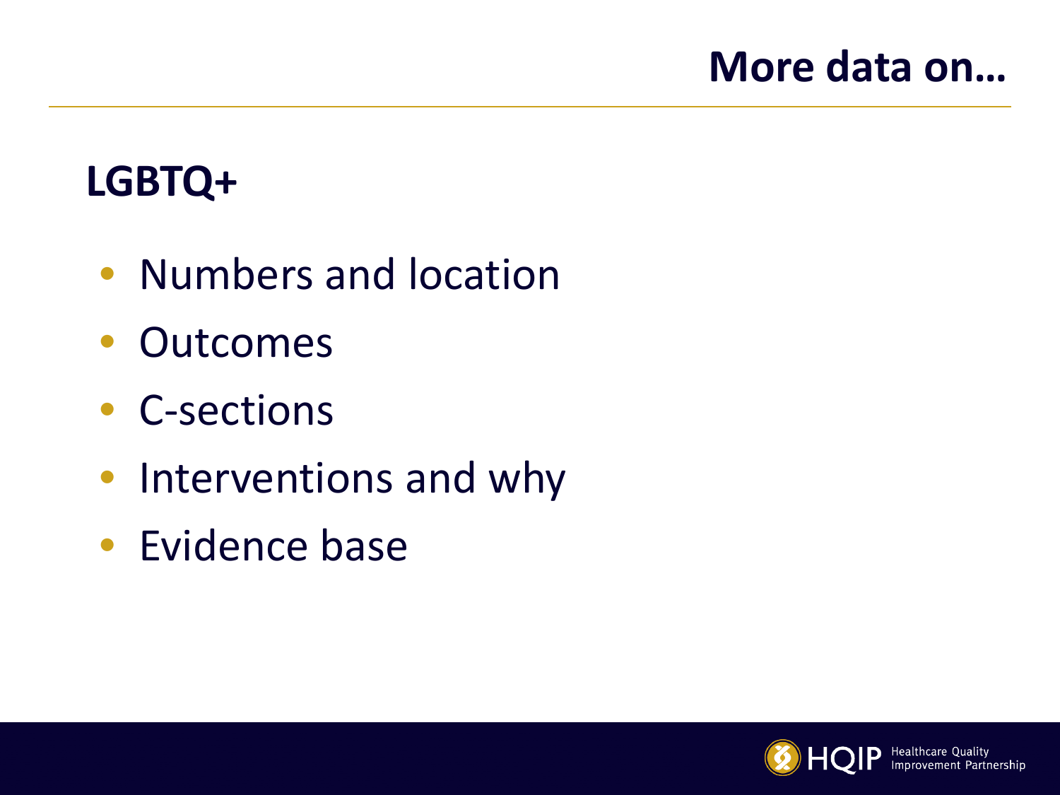# More data on…

## LGBTQ+

- Numbers and location
- Outcomes
- C-sections
- Interventions and why
- Evidence base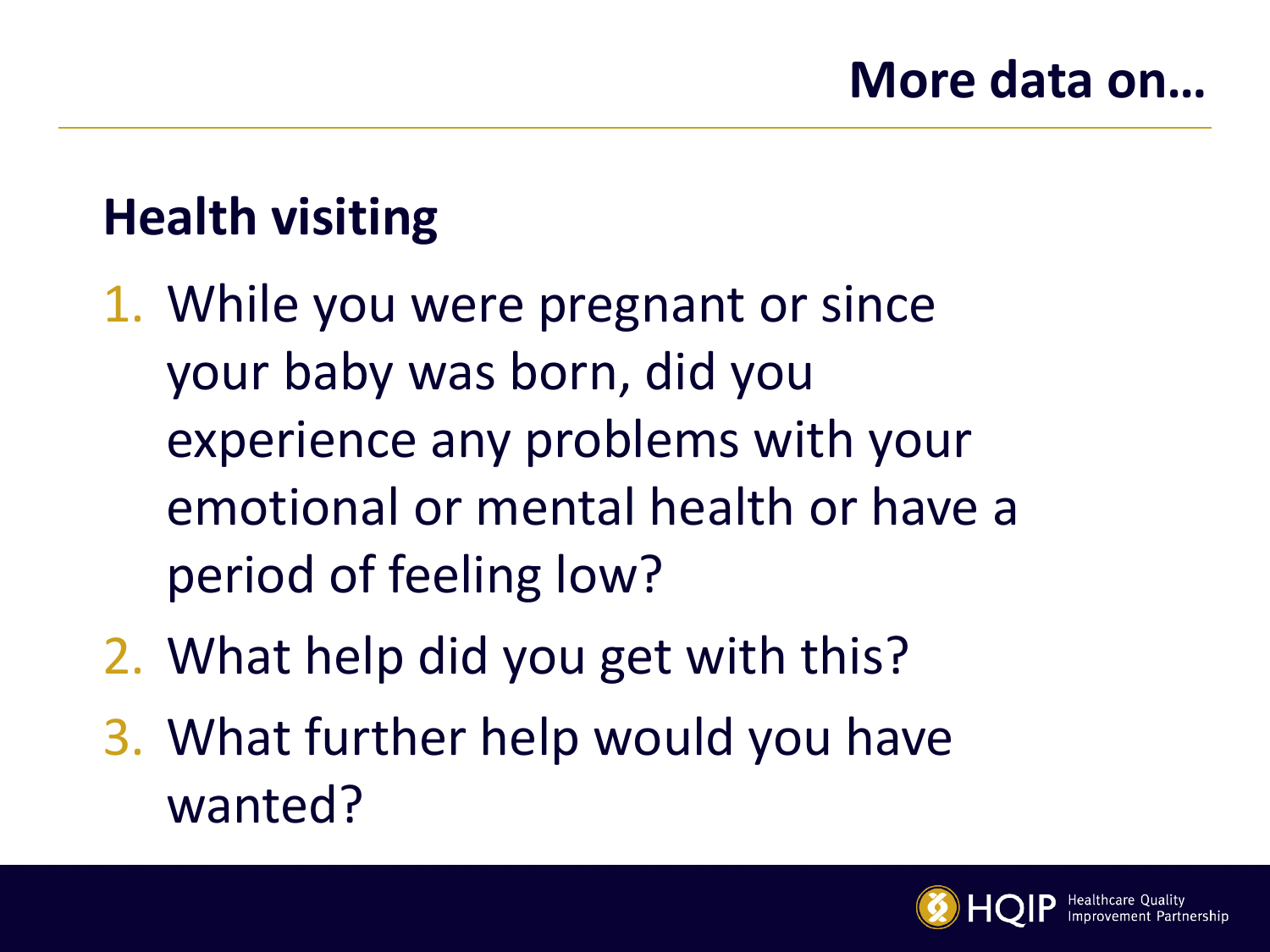## More data on…

### Health visiting

1. While you were pregnant or since your baby was born, did you experience any problems with your emotional or mental health or have a period of feeling low?
2. What help did you get with this?
3. What further help would you have wanted?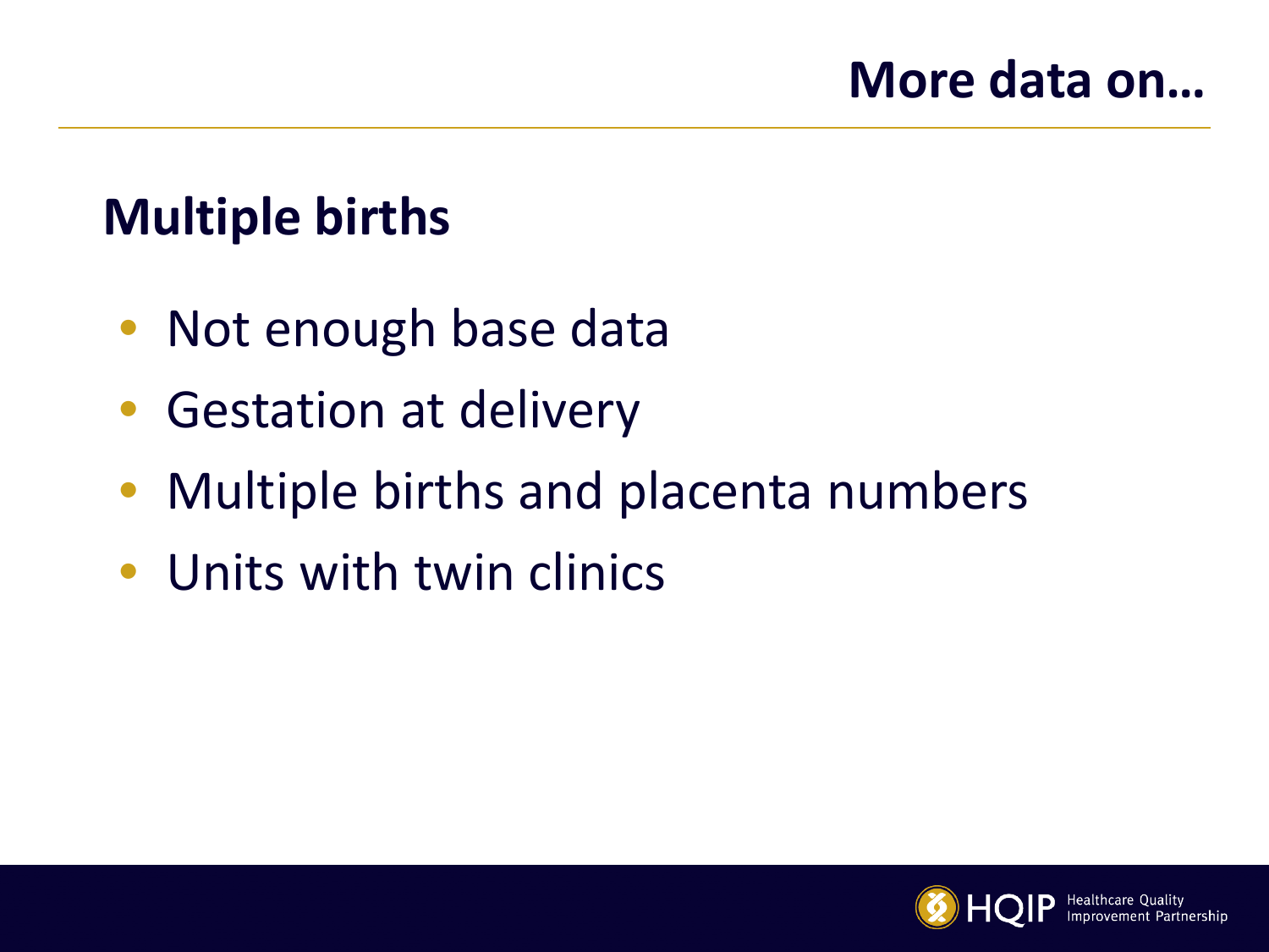# More data on…

## Multiple births

- Not enough base data
- Gestation at delivery
- Multiple births and placenta numbers
- Units with twin clinics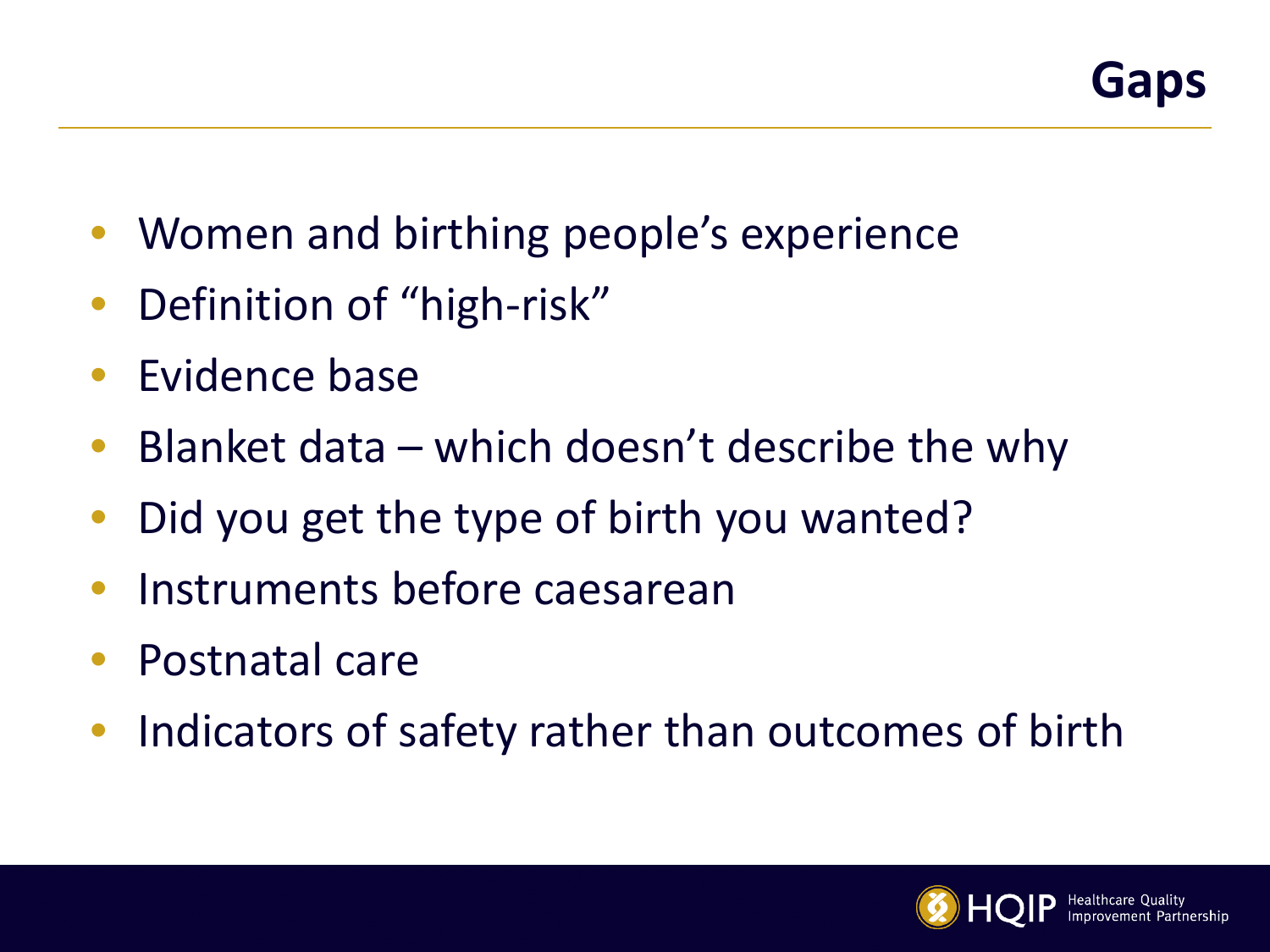# Gaps

- Women and birthing people's experience
- Definition of "high-risk"
- Evidence base
- Blanket data – which doesn't describe the why
- Did you get the type of birth you wanted?
- Instruments before caesarean
- Postnatal care
- Indicators of safety rather than outcomes of birth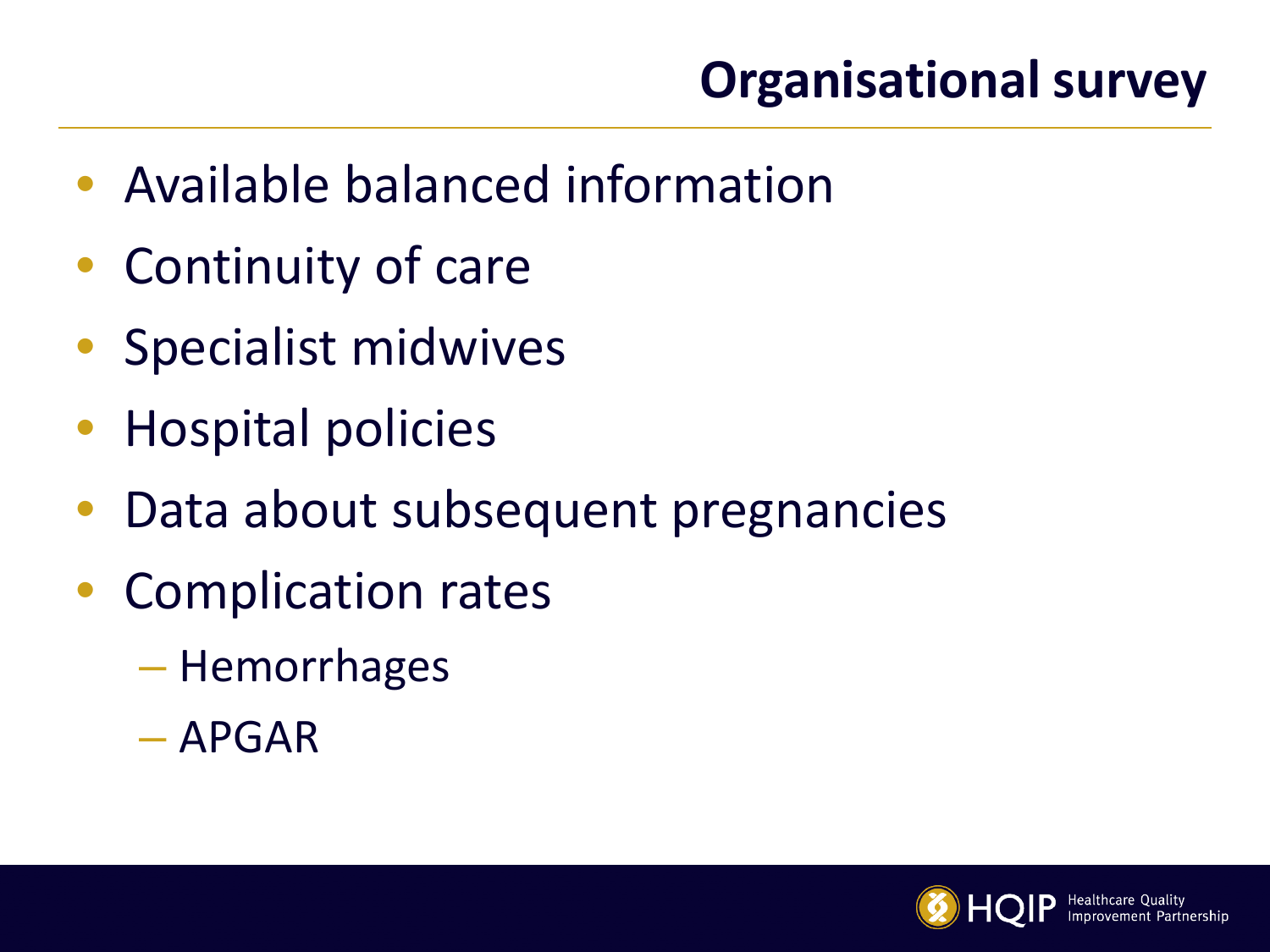# Organisational survey

- Available balanced information
- Continuity of care
- Specialist midwives
- Hospital policies
- Data about subsequent pregnancies
- Complication rates
  - Hemorrhages
  - APGAR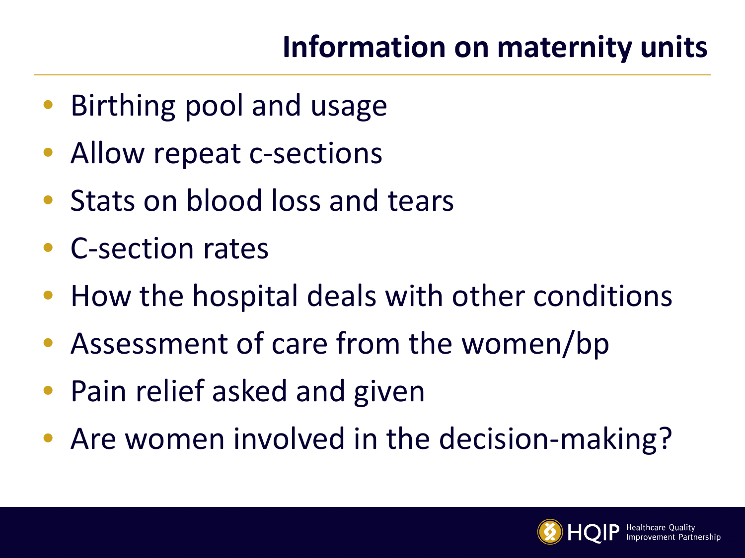# Information on maternity units

- Birthing pool and usage
- Allow repeat c-sections
- Stats on blood loss and tears
- C-section rates
- How the hospital deals with other conditions
- Assessment of care from the women/bp
- Pain relief asked and given
- Are women involved in the decision-making?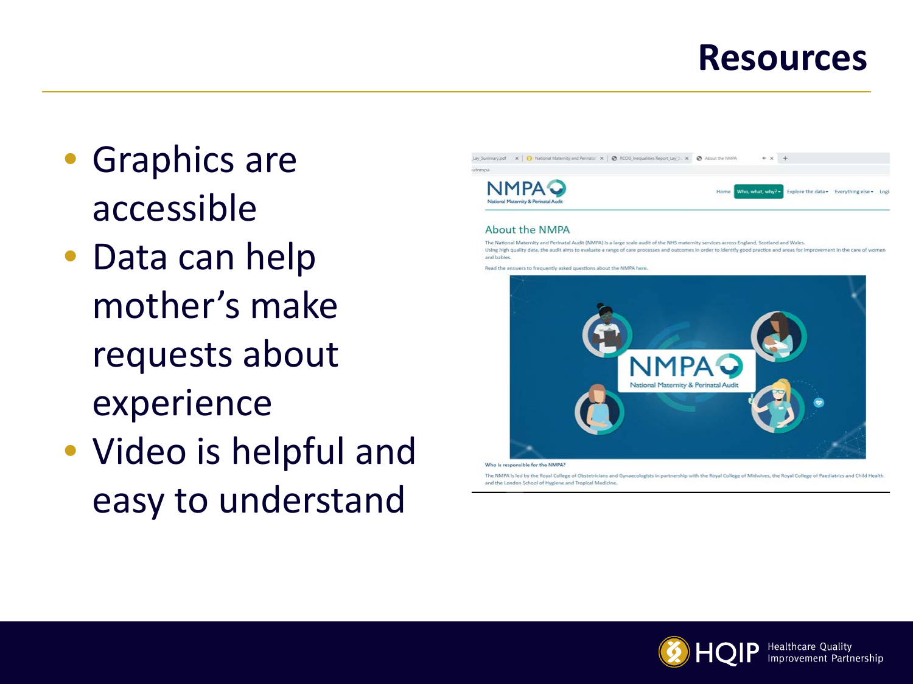# Resources

- Graphics are accessible
- Data can help mother's make requests about experience
- Video is helpful and easy to understand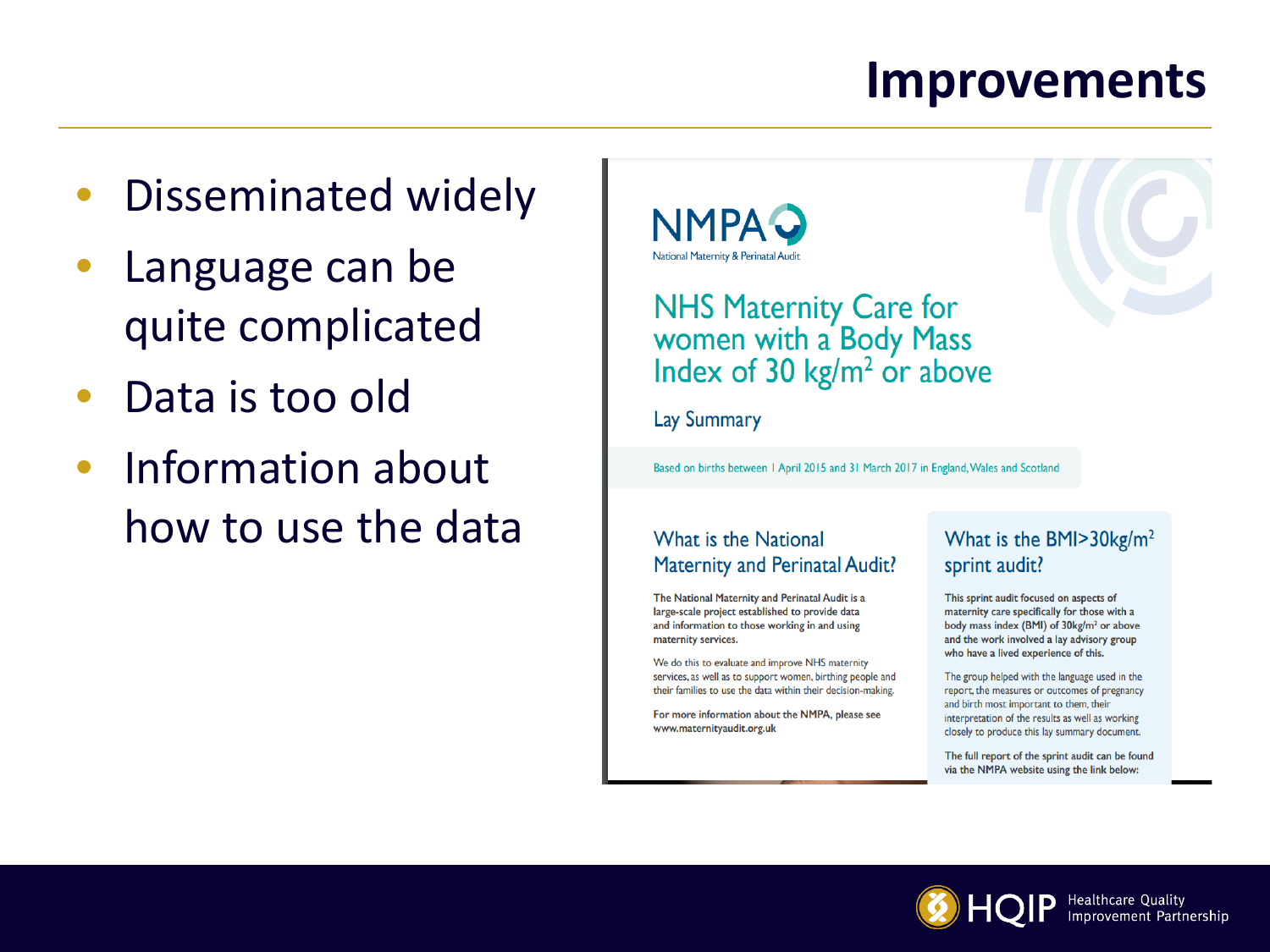# Improvements

- Disseminated widely
- Language can be quite complicated
- Data is too old
- Information about how to use the data

NMPA

National Maternity & Perinatal Audit

## NHS Maternity Care for women with a Body Mass Index of 30 kg/m$^2$ or above

Lay Summary

Based on births between 1 April 2015 and 31 March 2017 in England, Wales and Scotland

### What is the National Maternity and Perinatal Audit?

The National Maternity and Perinatal Audit is a large-scale project established to provide data and information to those working in and using maternity services.

We do this to evaluate and improve NHS maternity services, as well as to support women, birthing people and their families to use the data within their decision-making.

For more information about the NMPA, please see www.maternityaudit.org.uk

### What is the BMI>30kg/m$^2$ sprint audit?

This sprint audit focused on aspects of maternity care specifically for those with a body mass index (BMI) of 30kg/m$^2$ or above and the work involved a lay advisory group who have a lived experience of this.

The group helped with the language used in the report, the measures or outcomes of pregnancy and birth most important to them, their interpretation of the results as well as working closely to produce this lay summary document.

The full report of the sprint audit can be found via the NMPA website using the link below: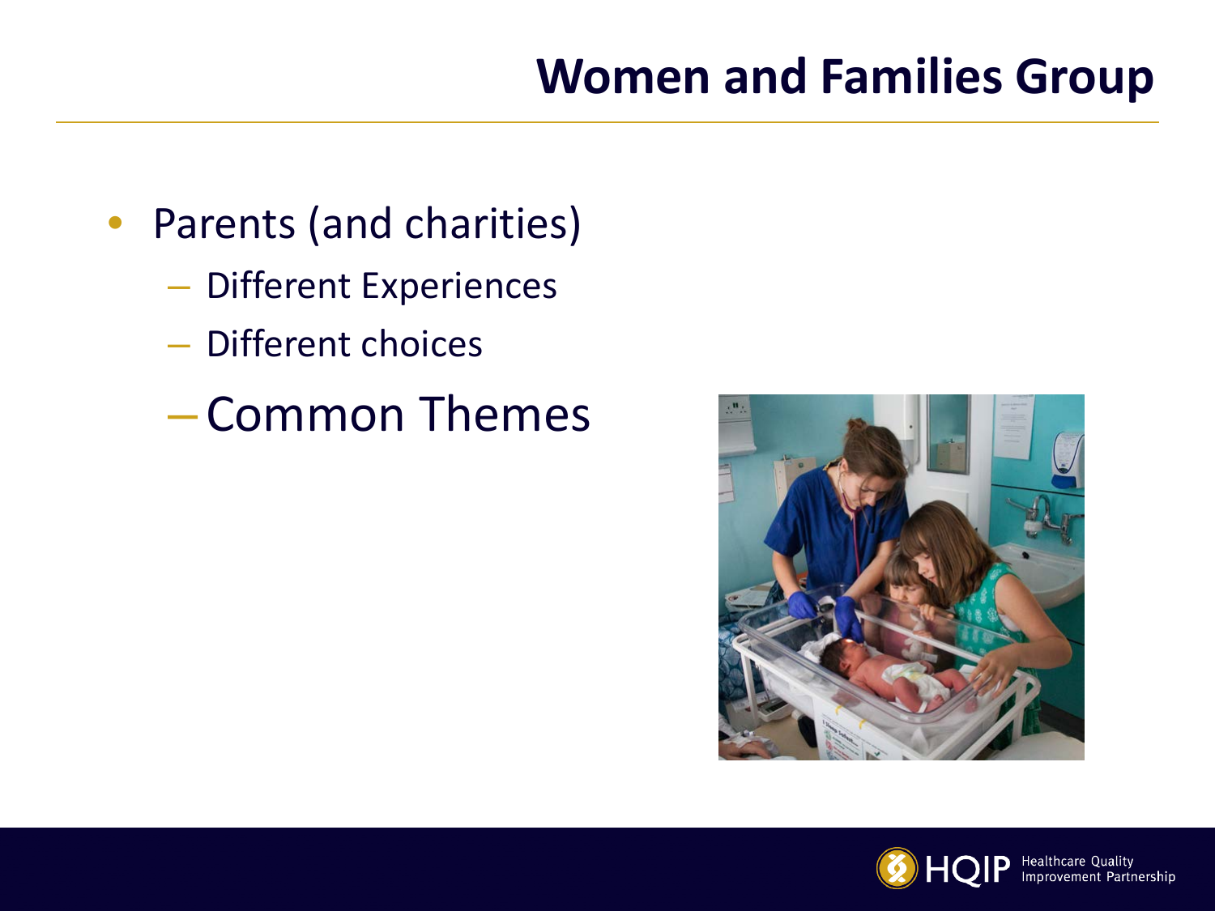# Women and Families Group

- Parents (and charities)
  - Different Experiences
  - Different choices
  - Common Themes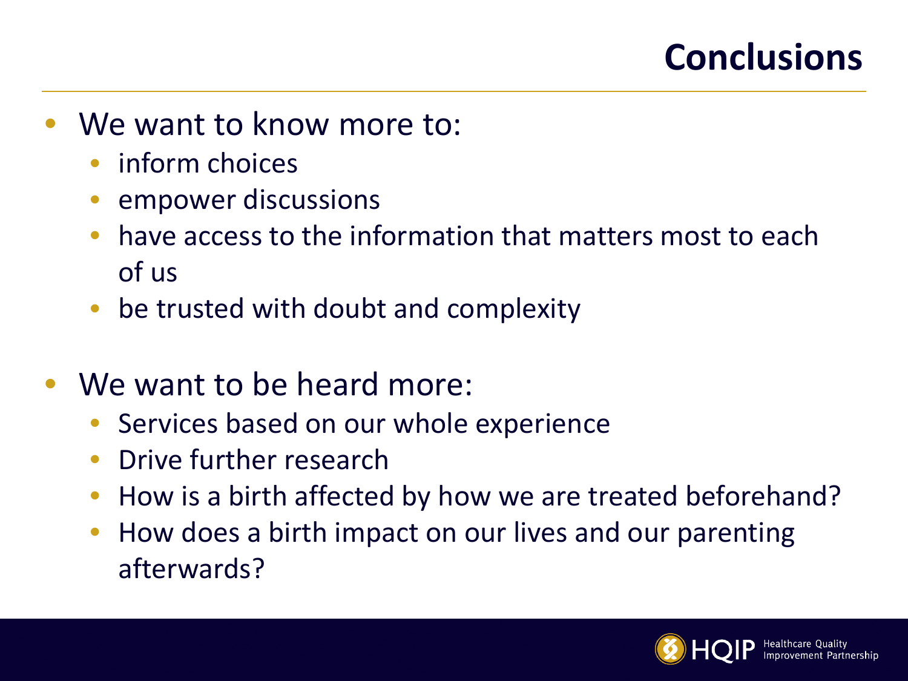# Conclusions

- We want to know more to:
  - inform choices
  - empower discussions
  - have access to the information that matters most to each of us
  - be trusted with doubt and complexity
- We want to be heard more:
  - Services based on our whole experience
  - Drive further research
  - How is a birth affected by how we are treated beforehand?
  - How does a birth impact on our lives and our parenting afterwards?